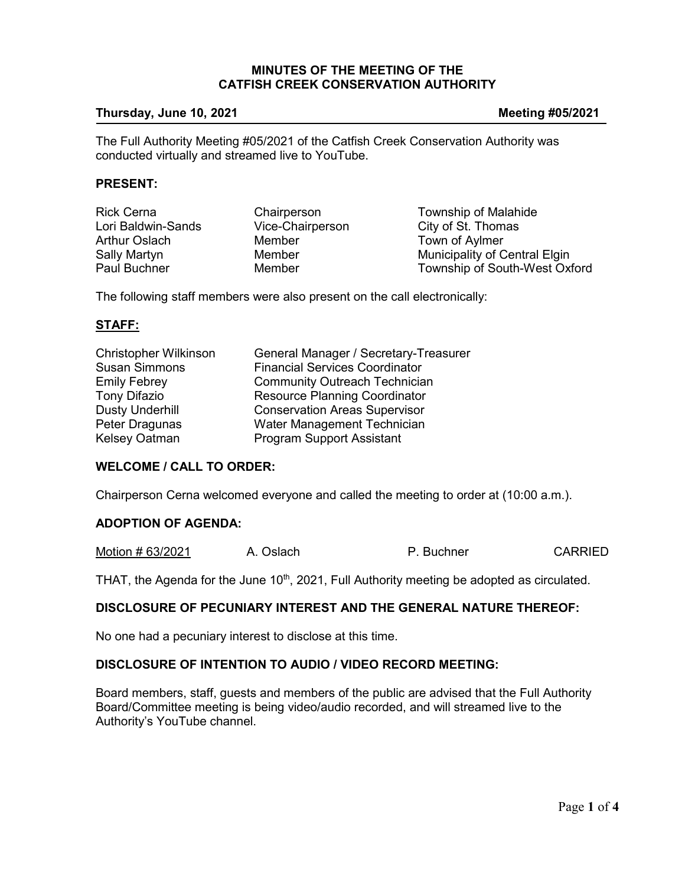# MINUTES OF THE MEETING OF THE CATFISH CREEK CONSERVATION AUTHORITY

**Thursday, June 10, 2021** **Meeting #05/2021**

The Full Authority Meeting #05/2021 of the Catfish Creek Conservation Authority was conducted virtually and streamed live to YouTube.

## PRESENT:

| | | |
|---|---|---|
| Rick Cerna | Chairperson | Township of Malahide |
| Lori Baldwin-Sands | Vice-Chairperson | City of St. Thomas |
| Arthur Oslach | Member | Town of Aylmer |
| Sally Martyn | Member | Municipality of Central Elgin |
| Paul Buchner | Member | Township of South-West Oxford |

The following staff members were also present on the call electronically:

## STAFF:

| | |
|---|---|
| Christopher Wilkinson | General Manager / Secretary-Treasurer |
| Susan Simmons | Financial Services Coordinator |
| Emily Febrey | Community Outreach Technician |
| Tony Difazio | Resource Planning Coordinator |
| Dusty Underhill | Conservation Areas Supervisor |
| Peter Dragunas | Water Management Technician |
| Kelsey Oatman | Program Support Assistant |

## WELCOME / CALL TO ORDER:

Chairperson Cerna welcomed everyone and called the meeting to order at (10:00 a.m.).

## ADOPTION OF AGENDA:

Motion # 63/2021 A. Oslach P. Buchner CARRIED

THAT, the Agenda for the June 10th, 2021, Full Authority meeting be adopted as circulated.

## DISCLOSURE OF PECUNIARY INTEREST AND THE GENERAL NATURE THEREOF:

No one had a pecuniary interest to disclose at this time.

## DISCLOSURE OF INTENTION TO AUDIO / VIDEO RECORD MEETING:

Board members, staff, guests and members of the public are advised that the Full Authority Board/Committee meeting is being video/audio recorded, and will streamed live to the Authority's YouTube channel.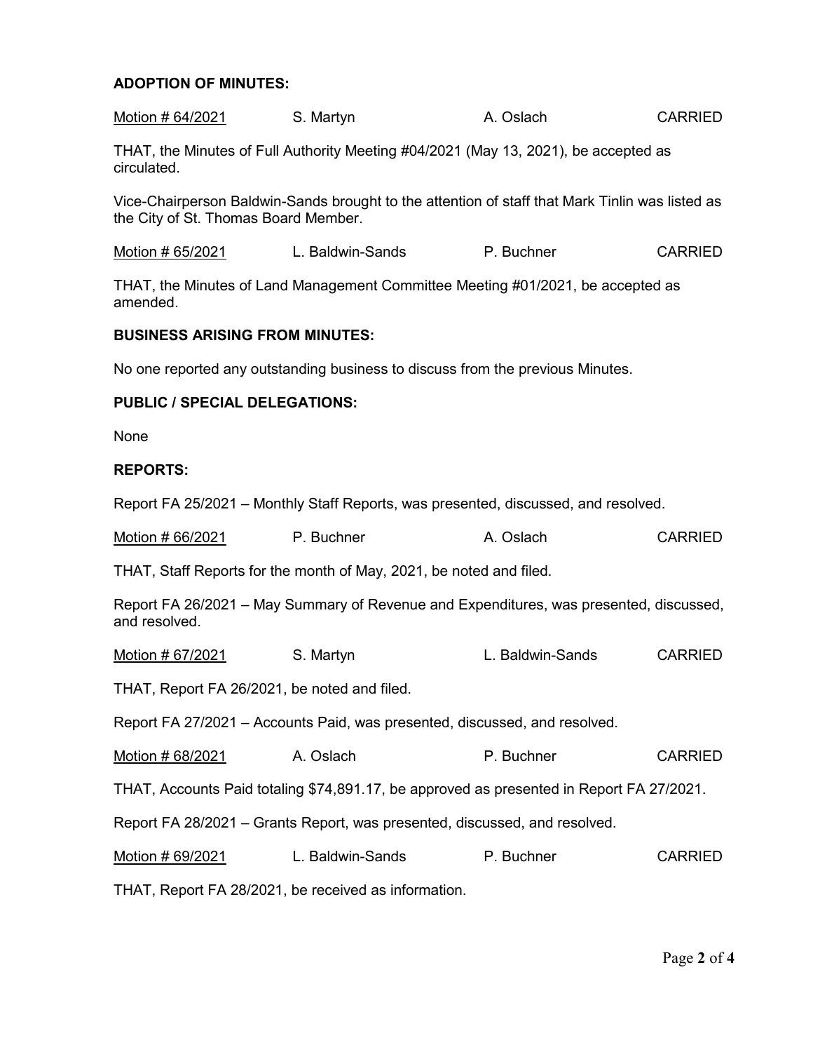**ADOPTION OF MINUTES:**

| Motion # 64/2021 | S. Martyn | A. Oslach | CARRIED |
|---|---|---|---|

THAT, the Minutes of Full Authority Meeting #04/2021 (May 13, 2021), be accepted as circulated.

Vice-Chairperson Baldwin-Sands brought to the attention of staff that Mark Tinlin was listed as the City of St. Thomas Board Member.

| Motion # 65/2021 | L. Baldwin-Sands | P. Buchner | CARRIED |
|---|---|---|---|

THAT, the Minutes of Land Management Committee Meeting #01/2021, be accepted as amended.

**BUSINESS ARISING FROM MINUTES:**

No one reported any outstanding business to discuss from the previous Minutes.

**PUBLIC / SPECIAL DELEGATIONS:**

None

**REPORTS:**

Report FA 25/2021 – Monthly Staff Reports, was presented, discussed, and resolved.

| Motion # 66/2021 | P. Buchner | A. Oslach | CARRIED |
|---|---|---|---|

THAT, Staff Reports for the month of May, 2021, be noted and filed.

Report FA 26/2021 – May Summary of Revenue and Expenditures, was presented, discussed, and resolved.

| Motion # 67/2021 | S. Martyn | L. Baldwin-Sands | CARRIED |
|---|---|---|---|

THAT, Report FA 26/2021, be noted and filed.

Report FA 27/2021 – Accounts Paid, was presented, discussed, and resolved.

| Motion # 68/2021 | A. Oslach | P. Buchner | CARRIED |
|---|---|---|---|

THAT, Accounts Paid totaling $74,891.17, be approved as presented in Report FA 27/2021.

Report FA 28/2021 – Grants Report, was presented, discussed, and resolved.

| Motion # 69/2021 | L. Baldwin-Sands | P. Buchner | CARRIED |
|---|---|---|---|

THAT, Report FA 28/2021, be received as information.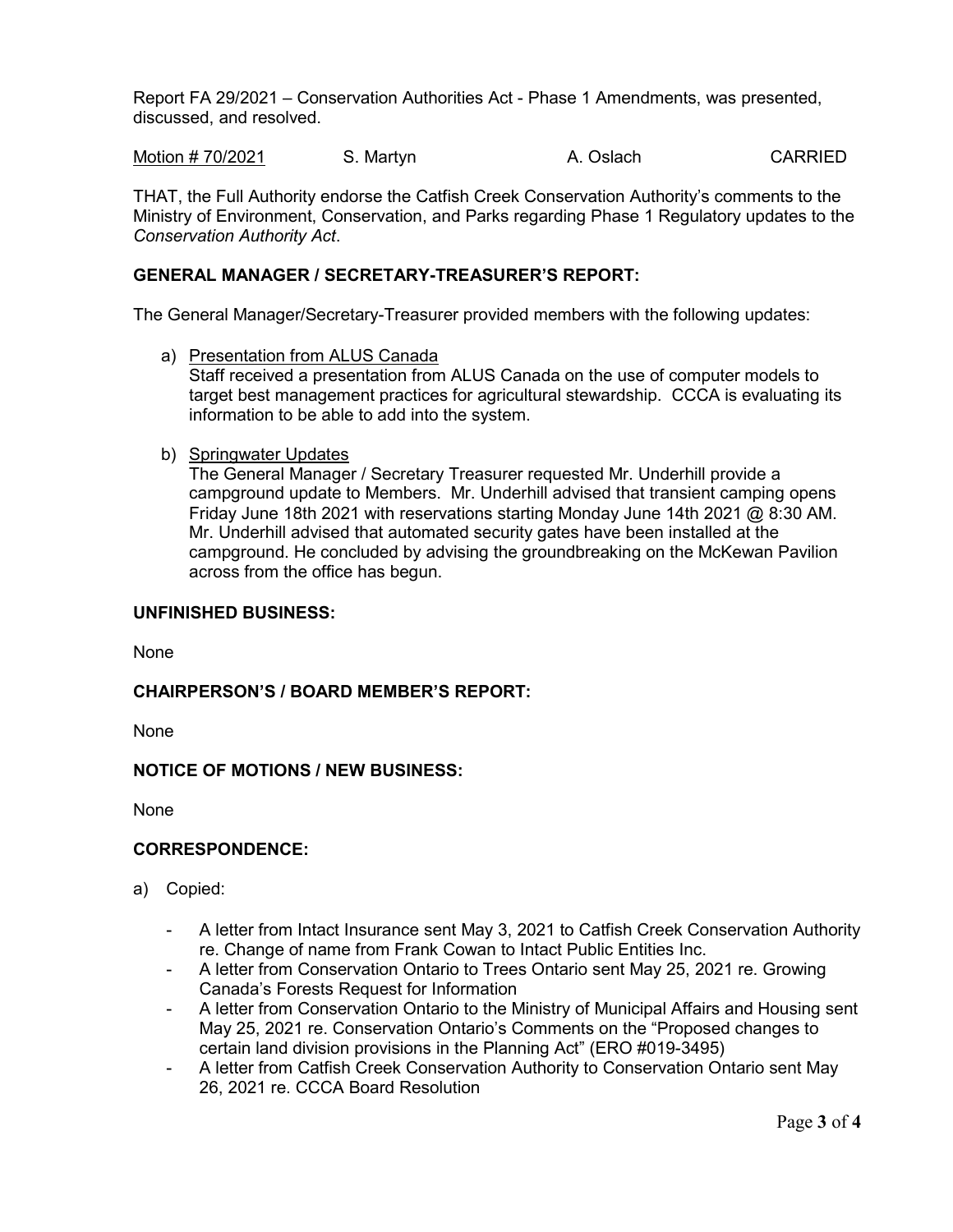Report FA 29/2021 – Conservation Authorities Act - Phase 1 Amendments, was presented, discussed, and resolved.

| <u>Motion # 70/2021</u> | S. Martyn | A. Oslach | CARRIED |
|---|---|---|---|

THAT, the Full Authority endorse the Catfish Creek Conservation Authority's comments to the Ministry of Environment, Conservation, and Parks regarding Phase 1 Regulatory updates to the *Conservation Authority Act*.

**GENERAL MANAGER / SECRETARY-TREASURER'S REPORT:**

The General Manager/Secretary-Treasurer provided members with the following updates:

a) <u>Presentation from ALUS Canada</u>
   Staff received a presentation from ALUS Canada on the use of computer models to target best management practices for agricultural stewardship. CCCA is evaluating its information to be able to add into the system.

b) <u>Springwater Updates</u>
   The General Manager / Secretary Treasurer requested Mr. Underhill provide a campground update to Members. Mr. Underhill advised that transient camping opens Friday June 18th 2021 with reservations starting Monday June 14th 2021 @ 8:30 AM. Mr. Underhill advised that automated security gates have been installed at the campground. He concluded by advising the groundbreaking on the McKewan Pavilion across from the office has begun.

**UNFINISHED BUSINESS:**

None

**CHAIRPERSON'S / BOARD MEMBER'S REPORT:**

None

**NOTICE OF MOTIONS / NEW BUSINESS:**

None

**CORRESPONDENCE:**

a) Copied:

- A letter from Intact Insurance sent May 3, 2021 to Catfish Creek Conservation Authority re. Change of name from Frank Cowan to Intact Public Entities Inc.
- A letter from Conservation Ontario to Trees Ontario sent May 25, 2021 re. Growing Canada's Forests Request for Information
- A letter from Conservation Ontario to the Ministry of Municipal Affairs and Housing sent May 25, 2021 re. Conservation Ontario's Comments on the "Proposed changes to certain land division provisions in the Planning Act" (ERO #019-3495)
- A letter from Catfish Creek Conservation Authority to Conservation Ontario sent May 26, 2021 re. CCCA Board Resolution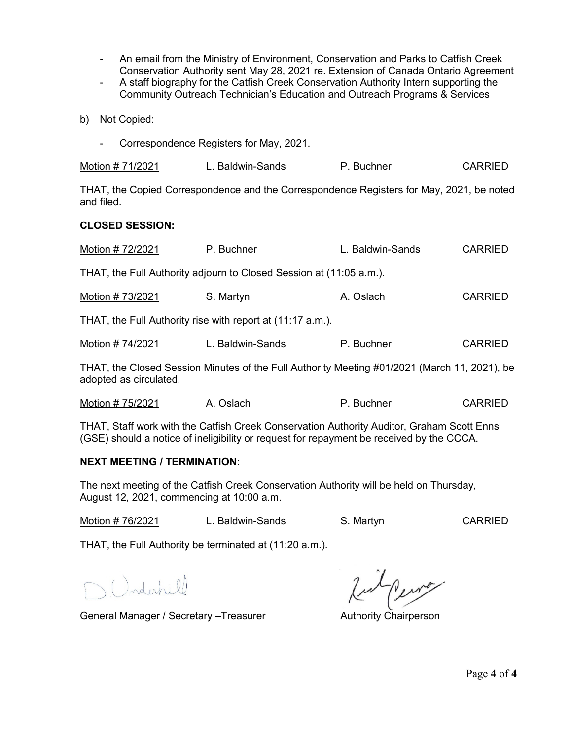- An email from the Ministry of Environment, Conservation and Parks to Catfish Creek Conservation Authority sent May 28, 2021 re. Extension of Canada Ontario Agreement
- A staff biography for the Catfish Creek Conservation Authority Intern supporting the Community Outreach Technician's Education and Outreach Programs & Services

b) Not Copied:

- Correspondence Registers for May, 2021.

| | | | |
|---|---|---|---|
| Motion # 71/2021 | L. Baldwin-Sands | P. Buchner | CARRIED |

THAT, the Copied Correspondence and the Correspondence Registers for May, 2021, be noted and filed.

**CLOSED SESSION:**

| | | | |
|---|---|---|---|
| Motion # 72/2021 | P. Buchner | L. Baldwin-Sands | CARRIED |

THAT, the Full Authority adjourn to Closed Session at (11:05 a.m.).

| | | | |
|---|---|---|---|
| Motion # 73/2021 | S. Martyn | A. Oslach | CARRIED |

THAT, the Full Authority rise with report at (11:17 a.m.).

| | | | |
|---|---|---|---|
| Motion # 74/2021 | L. Baldwin-Sands | P. Buchner | CARRIED |

THAT, the Closed Session Minutes of the Full Authority Meeting #01/2021 (March 11, 2021), be adopted as circulated.

| | | | |
|---|---|---|---|
| Motion # 75/2021 | A. Oslach | P. Buchner | CARRIED |

THAT, Staff work with the Catfish Creek Conservation Authority Auditor, Graham Scott Enns (GSE) should a notice of ineligibility or request for repayment be received by the CCCA.

**NEXT MEETING / TERMINATION:**

The next meeting of the Catfish Creek Conservation Authority will be held on Thursday, August 12, 2021, commencing at 10:00 a.m.

| | | | |
|---|---|---|---|
| Motion # 76/2021 | L. Baldwin-Sands | S. Martyn | CARRIED |

THAT, the Full Authority be terminated at (11:20 a.m.).

D Underhill

General Manager / Secretary –Treasurer

Authority Chairperson